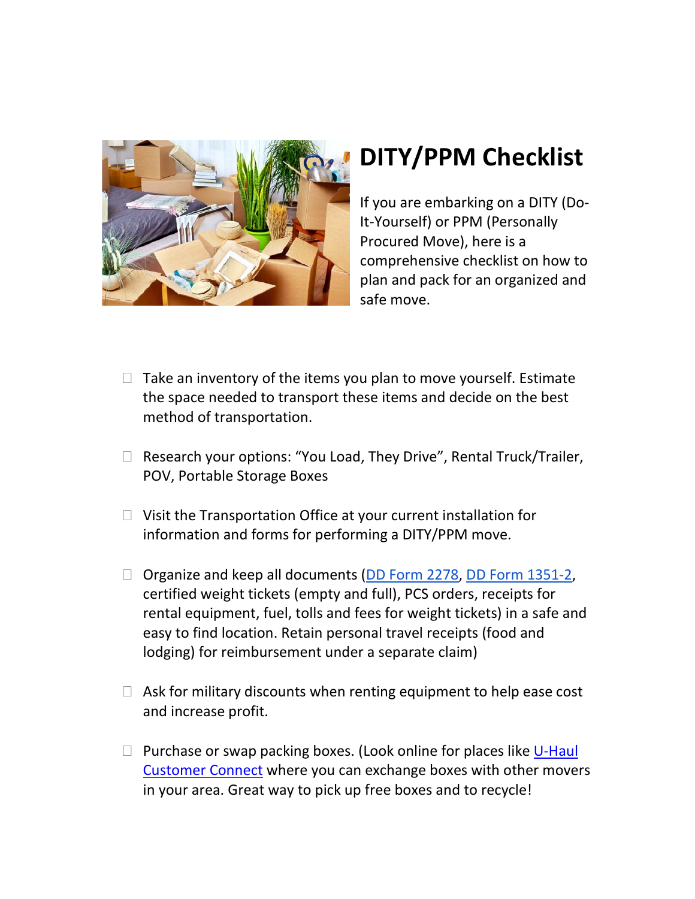# DITY/PPM Checklist

If you are embarking on a DITY (Do-It-Yourself) or PPM (Personally Procured Move), here is a comprehensive checklist on how to plan and pack for an organized and safe move.

- ☐ Take an inventory of the items you plan to move yourself. Estimate the space needed to transport these items and decide on the best method of transportation.

- ☐ Research your options: "You Load, They Drive", Rental Truck/Trailer, POV, Portable Storage Boxes

- ☐ Visit the Transportation Office at your current installation for information and forms for performing a DITY/PPM move.

- ☐ Organize and keep all documents (DD Form 2278, DD Form 1351-2, certified weight tickets (empty and full), PCS orders, receipts for rental equipment, fuel, tolls and fees for weight tickets) in a safe and easy to find location. Retain personal travel receipts (food and lodging) for reimbursement under a separate claim)

- ☐ Ask for military discounts when renting equipment to help ease cost and increase profit.

- ☐ Purchase or swap packing boxes. (Look online for places like U-Haul Customer Connect where you can exchange boxes with other movers in your area. Great way to pick up free boxes and to recycle!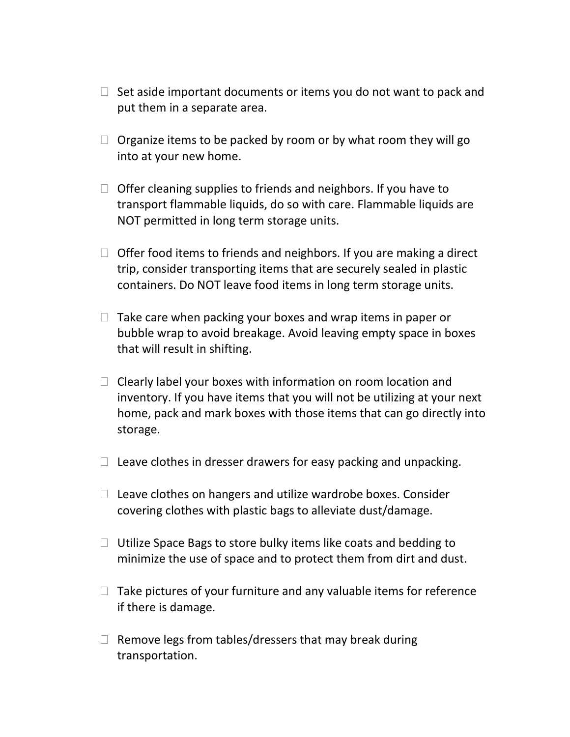- [ ] Set aside important documents or items you do not want to pack and put them in a separate area.

- [ ] Organize items to be packed by room or by what room they will go into at your new home.

- [ ] Offer cleaning supplies to friends and neighbors. If you have to transport flammable liquids, do so with care. Flammable liquids are NOT permitted in long term storage units.

- [ ] Offer food items to friends and neighbors. If you are making a direct trip, consider transporting items that are securely sealed in plastic containers. Do NOT leave food items in long term storage units.

- [ ] Take care when packing your boxes and wrap items in paper or bubble wrap to avoid breakage. Avoid leaving empty space in boxes that will result in shifting.

- [ ] Clearly label your boxes with information on room location and inventory. If you have items that you will not be utilizing at your next home, pack and mark boxes with those items that can go directly into storage.

- [ ] Leave clothes in dresser drawers for easy packing and unpacking.

- [ ] Leave clothes on hangers and utilize wardrobe boxes. Consider covering clothes with plastic bags to alleviate dust/damage.

- [ ] Utilize Space Bags to store bulky items like coats and bedding to minimize the use of space and to protect them from dirt and dust.

- [ ] Take pictures of your furniture and any valuable items for reference if there is damage.

- [ ] Remove legs from tables/dressers that may break during transportation.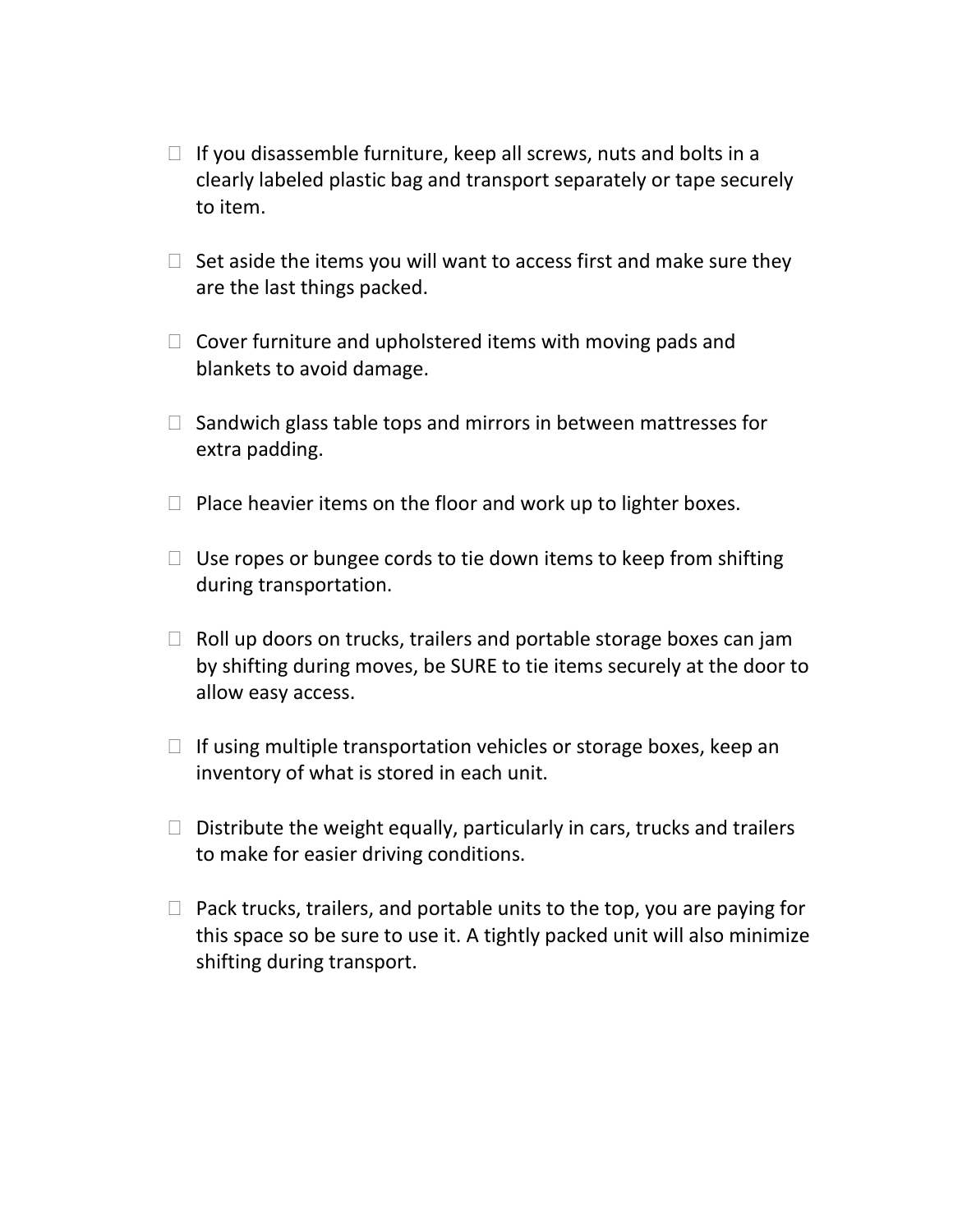- If you disassemble furniture, keep all screws, nuts and bolts in a clearly labeled plastic bag and transport separately or tape securely to item.
- Set aside the items you will want to access first and make sure they are the last things packed.
- Cover furniture and upholstered items with moving pads and blankets to avoid damage.
- Sandwich glass table tops and mirrors in between mattresses for extra padding.
- Place heavier items on the floor and work up to lighter boxes.
- Use ropes or bungee cords to tie down items to keep from shifting during transportation.
- Roll up doors on trucks, trailers and portable storage boxes can jam by shifting during moves, be SURE to tie items securely at the door to allow easy access.
- If using multiple transportation vehicles or storage boxes, keep an inventory of what is stored in each unit.
- Distribute the weight equally, particularly in cars, trucks and trailers to make for easier driving conditions.
- Pack trucks, trailers, and portable units to the top, you are paying for this space so be sure to use it. A tightly packed unit will also minimize shifting during transport.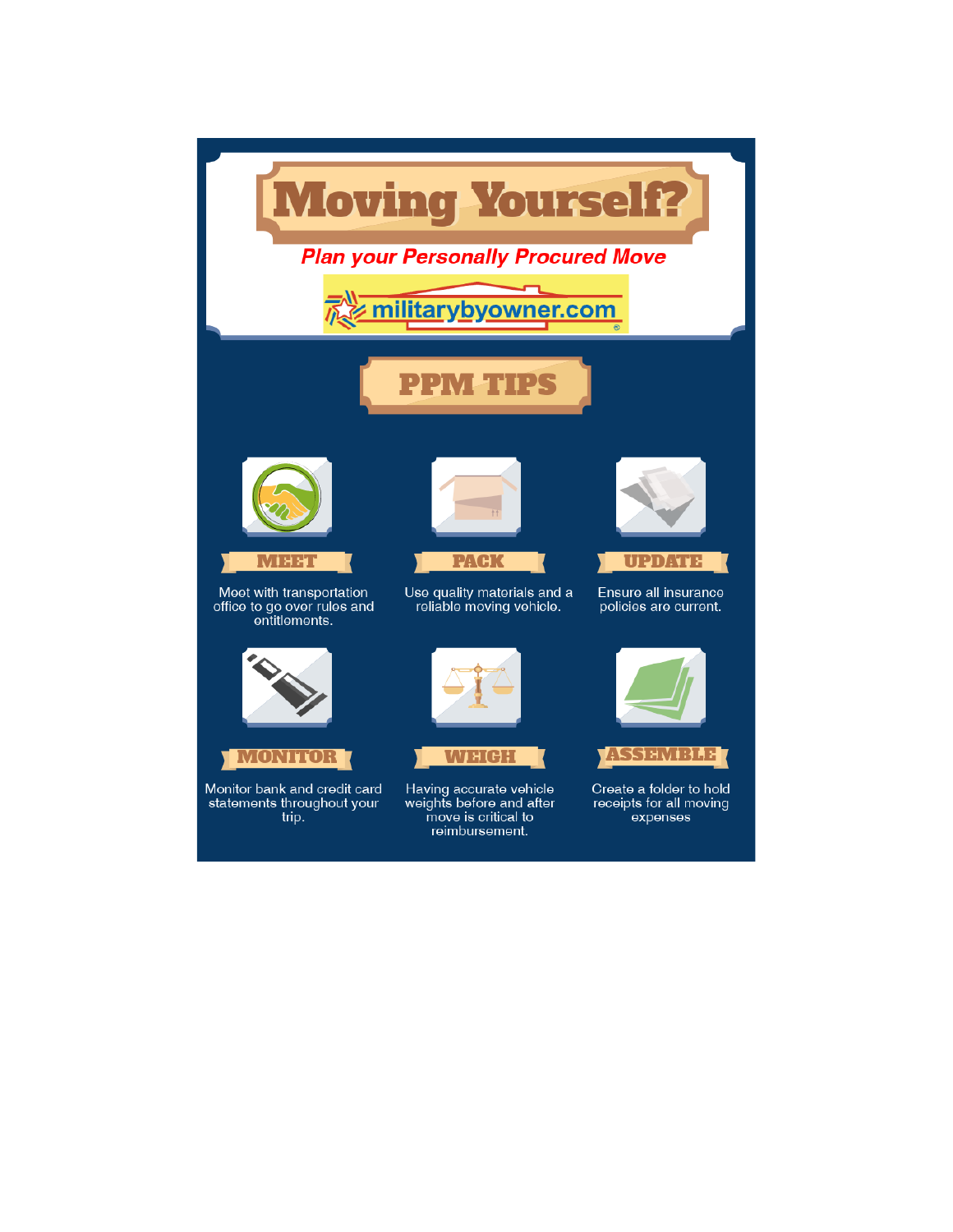# Moving Yourself?

*Plan your Personally Procured Move*

militarybyowner.com

## PPM TIPS

### MEET

Meet with transportation office to go over rules and entitlements.

### PACK

Use quality materials and a reliable moving vehicle.

### UPDATE

Ensure all insurance policies are current.

### MONITOR

Monitor bank and credit card statements throughout your trip.

### WEIGH

Having accurate vehicle weights before and after move is critical to reimbursement.

### ASSEMBLE

Create a folder to hold receipts for all moving expenses